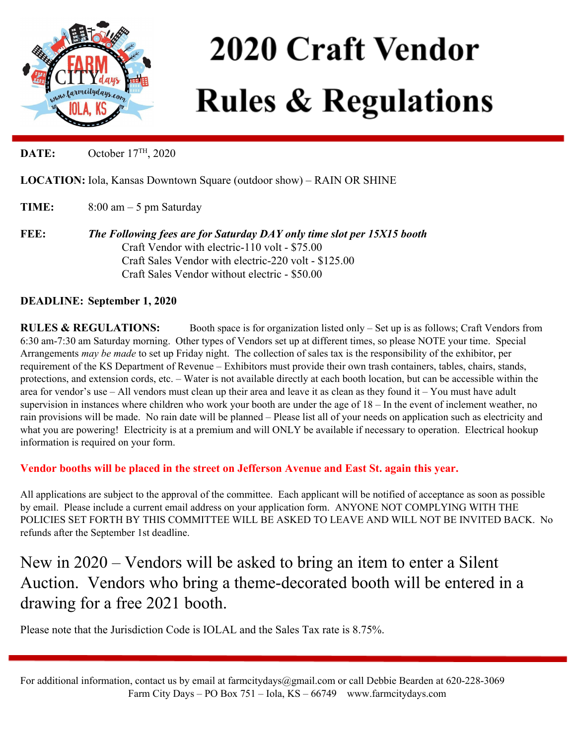# 2020 Craft Vendor Rules & Regulations

**DATE:** October 17TH, 2020

**LOCATION:** Iola, Kansas Downtown Square (outdoor show) – RAIN OR SHINE

**TIME:** 8:00 am – 5 pm Saturday

**FEE:** ***The Following fees are for Saturday DAY only time slot per 15X15 booth***

Craft Vendor with electric-110 volt - $75.00
Craft Sales Vendor with electric-220 volt - $125.00
Craft Sales Vendor without electric - $50.00

**DEADLINE: September 1, 2020**

**RULES & REGULATIONS:** Booth space is for organization listed only – Set up is as follows; Craft Vendors from 6:30 am-7:30 am Saturday morning. Other types of Vendors set up at different times, so please NOTE your time. Special Arrangements *may be made* to set up Friday night. The collection of sales tax is the responsibility of the exhibitor, per requirement of the KS Department of Revenue – Exhibitors must provide their own trash containers, tables, chairs, stands, protections, and extension cords, etc. – Water is not available directly at each booth location, but can be accessible within the area for vendor's use – All vendors must clean up their area and leave it as clean as they found it – You must have adult supervision in instances where children who work your booth are under the age of 18 – In the event of inclement weather, no rain provisions will be made. No rain date will be planned – Please list all of your needs on application such as electricity and what you are powering! Electricity is at a premium and will ONLY be available if necessary to operation. Electrical hookup information is required on your form.

**Vendor booths will be placed in the street on Jefferson Avenue and East St. again this year.**

All applications are subject to the approval of the committee. Each applicant will be notified of acceptance as soon as possible by email. Please include a current email address on your application form. ANYONE NOT COMPLYING WITH THE POLICIES SET FORTH BY THIS COMMITTEE WILL BE ASKED TO LEAVE AND WILL NOT BE INVITED BACK. No refunds after the September 1st deadline.

New in 2020 – Vendors will be asked to bring an item to enter a Silent Auction. Vendors who bring a theme-decorated booth will be entered in a drawing for a free 2021 booth.

Please note that the Jurisdiction Code is IOLAL and the Sales Tax rate is 8.75%.

For additional information, contact us by email at farmcitydays@gmail.com or call Debbie Bearden at 620-228-3069
Farm City Days – PO Box 751 – Iola, KS – 66749 www.farmcitydays.com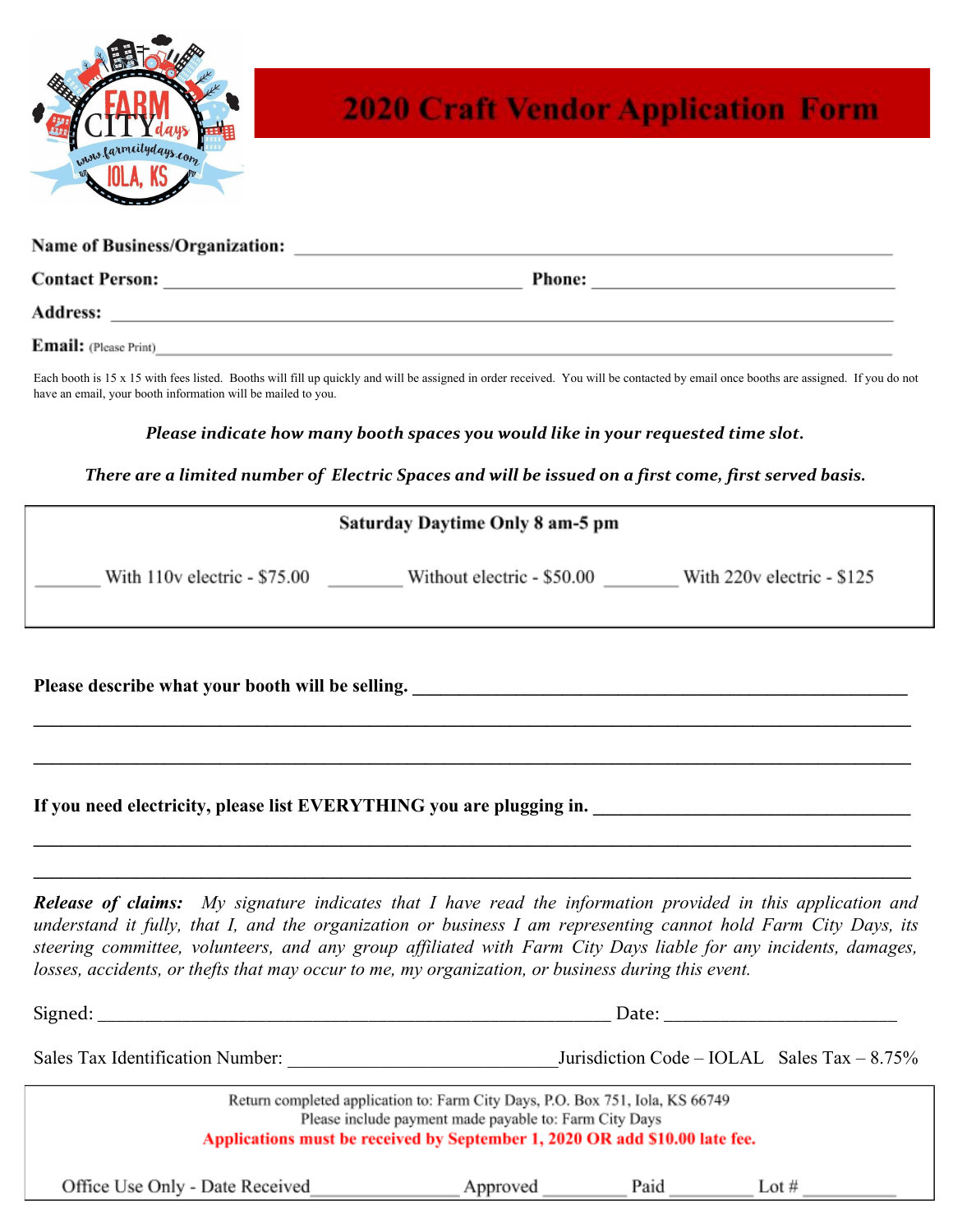# 2020 Craft Vendor Application Form

**Name of Business/Organization:** ______________________________________________

**Contact Person:** ______________________________ **Phone:** ______________________________

**Address:** ______________________________________________

**Email:** (Please Print) ______________________________________________

Each booth is 15 x 15 with fees listed. Booths will fill up quickly and will be assigned in order received. You will be contacted by email once booths are assigned. If you do not have an email, your booth information will be mailed to you.

***Please indicate how many booth spaces you would like in your requested time slot.***

***There are a limited number of Electric Spaces and will be issued on a first come, first served basis.***

**Saturday Daytime Only 8 am-5 pm**

_______ With 110v electric - $75.00 _______ Without electric - $50.00 _______ With 220v electric - $125

**Please describe what your booth will be selling.** ______________________________________________

______________________________________________

______________________________________________

**If you need electricity, please list EVERYTHING you are plugging in.** ______________________________

______________________________________________

______________________________________________

***Release of claims:*** *My signature indicates that I have read the information provided in this application and understand it fully, that I, and the organization or business I am representing cannot hold Farm City Days, its steering committee, volunteers, and any group affiliated with Farm City Days liable for any incidents, damages, losses, accidents, or thefts that may occur to me, my organization, or business during this event.*

Signed: ______________________________________________ Date: ______________________

Sales Tax Identification Number: ______________________ Jurisdiction Code – IOLAL Sales Tax – 8.75%

Return completed application to: Farm City Days, P.O. Box 751, Iola, KS 66749
Please include payment made payable to: Farm City Days
**Applications must be received by September 1, 2020 OR add $10.00 late fee.**

Office Use Only - Date Received______________ Approved __________ Paid __________ Lot # __________